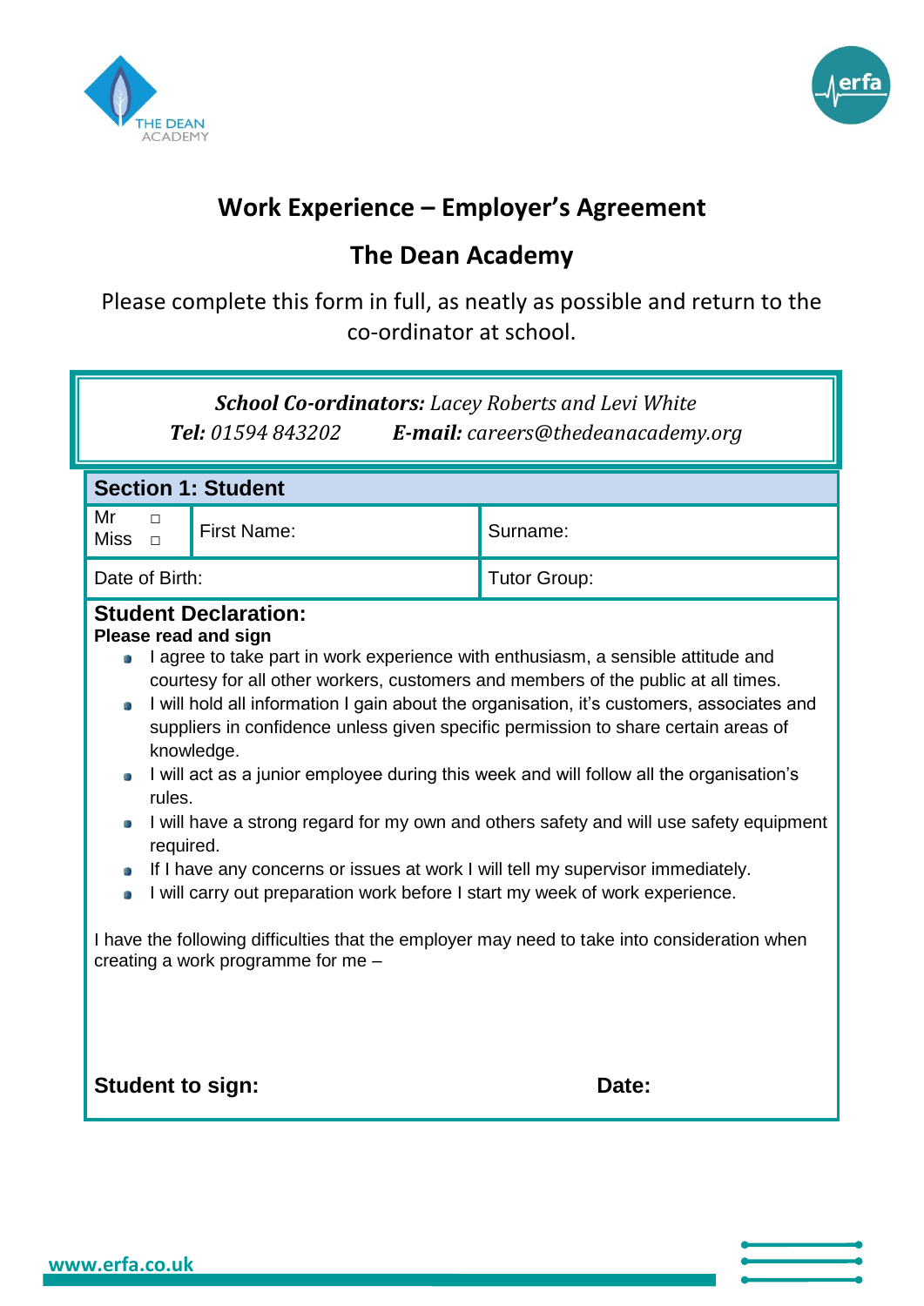# Work Experience – Employer's Agreement

## The Dean Academy

Please complete this form in full, as neatly as possible and return to the co-ordinator at school.

***School Co-ordinators:*** *Lacey Roberts and Levi White*

***Tel:*** *01594 843202* ***E-mail:*** *careers@thedeanacademy.org*

| **Section 1: Student** | | |
|---|---|---|
| Mr □ Miss □ | First Name: | Surname: |
| Date of Birth: | | Tutor Group: |

### Student Declaration:

**Please read and sign**

- I agree to take part in work experience with enthusiasm, a sensible attitude and courtesy for all other workers, customers and members of the public at all times.
- I will hold all information I gain about the organisation, it's customers, associates and suppliers in confidence unless given specific permission to share certain areas of knowledge.
- I will act as a junior employee during this week and will follow all the organisation's rules.
- I will have a strong regard for my own and others safety and will use safety equipment required.
- If I have any concerns or issues at work I will tell my supervisor immediately.
- I will carry out preparation work before I start my week of work experience.

I have the following difficulties that the employer may need to take into consideration when creating a work programme for me –

**Student to sign:** **Date:**

www.erfa.co.uk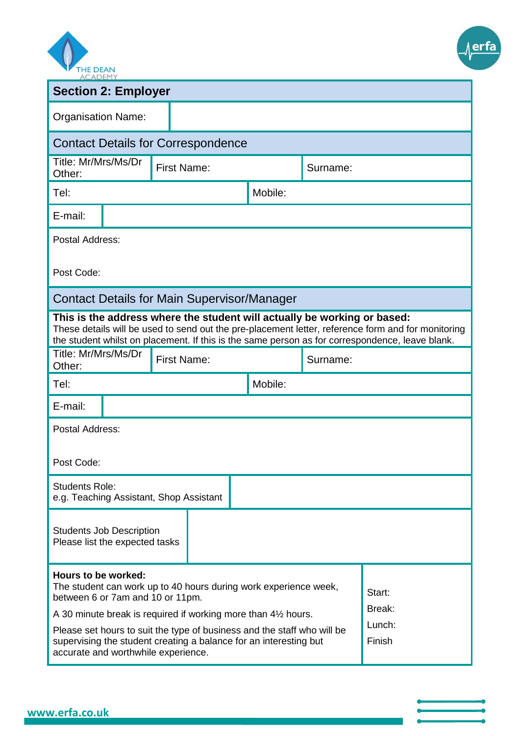## Section 2: Employer

| | |
|---|---|
| Organisation Name: | |

### Contact Details for Correspondence

| | | |
|---|---|---|
| Title: Mr/Mrs/Ms/Dr Other: | First Name: | Surname: |
| Tel: | | Mobile: |
| E-mail: | | |
| Postal Address: Post Code: | | |

### Contact Details for Main Supervisor/Manager

**This is the address where the student will actually be working or based:**
These details will be used to send out the pre-placement letter, reference form and for monitoring the student whilst on placement. If this is the same person as for correspondence, leave blank.

| | | |
|---|---|---|
| Title: Mr/Mrs/Ms/Dr Other: | First Name: | Surname: |
| Tel: | | Mobile: |
| E-mail: | | |
| Postal Address: Post Code: | | |

| | |
|---|---|
| Students Role: e.g. Teaching Assistant, Shop Assistant | |
| Students Job Description Please list the expected tasks | |

| | |
|---|---|
| **Hours to be worked:** The student can work up to 40 hours during work experience week, between 6 or 7am and 10 or 11pm. A 30 minute break is required if working more than 4½ hours. Please set hours to suit the type of business and the staff who will be supervising the student creating a balance for an interesting but accurate and worthwhile experience. | Start: Break: Lunch: Finish |

www.erfa.co.uk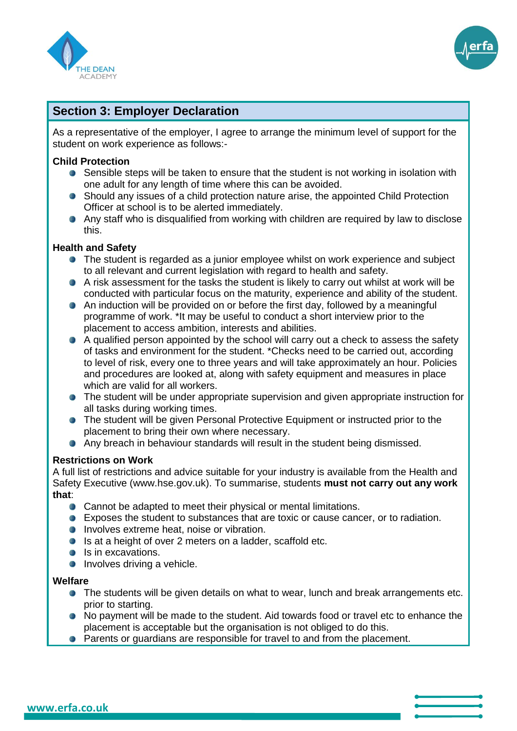## Section 3: Employer Declaration

As a representative of the employer, I agree to arrange the minimum level of support for the student on work experience as follows:-

**Child Protection**

- Sensible steps will be taken to ensure that the student is not working in isolation with one adult for any length of time where this can be avoided.
- Should any issues of a child protection nature arise, the appointed Child Protection Officer at school is to be alerted immediately.
- Any staff who is disqualified from working with children are required by law to disclose this.

**Health and Safety**

- The student is regarded as a junior employee whilst on work experience and subject to all relevant and current legislation with regard to health and safety.
- A risk assessment for the tasks the student is likely to carry out whilst at work will be conducted with particular focus on the maturity, experience and ability of the student.
- An induction will be provided on or before the first day, followed by a meaningful programme of work. *It may be useful to conduct a short interview prior to the placement to access ambition, interests and abilities.
- A qualified person appointed by the school will carry out a check to assess the safety of tasks and environment for the student. *Checks need to be carried out, according to level of risk, every one to three years and will take approximately an hour. Policies and procedures are looked at, along with safety equipment and measures in place which are valid for all workers.
- The student will be under appropriate supervision and given appropriate instruction for all tasks during working times.
- The student will be given Personal Protective Equipment or instructed prior to the placement to bring their own where necessary.
- Any breach in behaviour standards will result in the student being dismissed.

**Restrictions on Work**

A full list of restrictions and advice suitable for your industry is available from the Health and Safety Executive (www.hse.gov.uk). To summarise, students **must not carry out any work that**:

- Cannot be adapted to meet their physical or mental limitations.
- Exposes the student to substances that are toxic or cause cancer, or to radiation.
- Involves extreme heat, noise or vibration.
- Is at a height of over 2 meters on a ladder, scaffold etc.
- Is in excavations.
- Involves driving a vehicle.

**Welfare**

- The students will be given details on what to wear, lunch and break arrangements etc. prior to starting.
- No payment will be made to the student. Aid towards food or travel etc to enhance the placement is acceptable but the organisation is not obliged to do this.
- Parents or guardians are responsible for travel to and from the placement.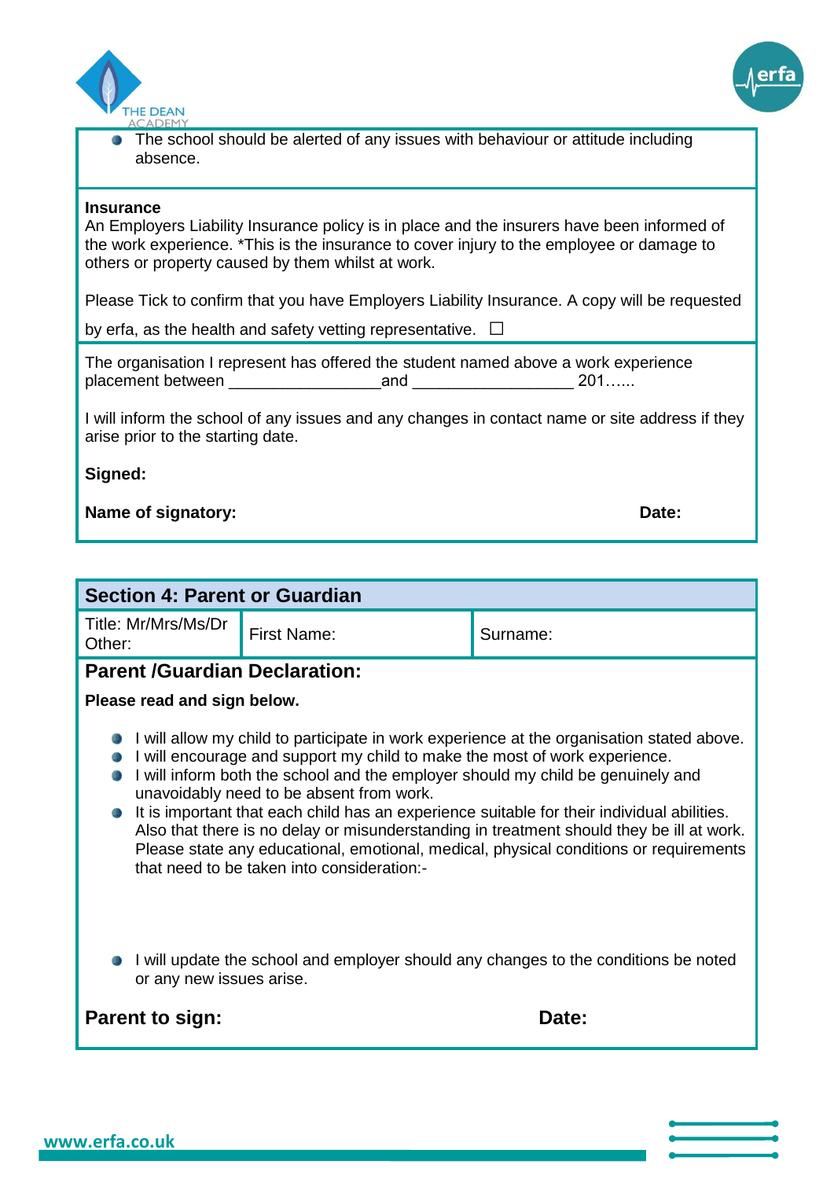- The school should be alerted of any issues with behaviour or attitude including absence.

**Insurance**
An Employers Liability Insurance policy is in place and the insurers have been informed of the work experience. *This is the insurance to cover injury to the employee or damage to others or property caused by them whilst at work.

Please Tick to confirm that you have Employers Liability Insurance. A copy will be requested by erfa, as the health and safety vetting representative. ☐

The organisation I represent has offered the student named above a work experience placement between _________________and __________________ 201……

I will inform the school of any issues and any changes in contact name or site address if they arise prior to the starting date.

**Signed:**

**Name of signatory:** **Date:**

## Section 4: Parent or Guardian

| Title: Mr/Mrs/Ms/Dr Other: | First Name: | Surname: |
|---|---|---|

### Parent /Guardian Declaration:

**Please read and sign below.**

- I will allow my child to participate in work experience at the organisation stated above.
- I will encourage and support my child to make the most of work experience.
- I will inform both the school and the employer should my child be genuinely and unavoidably need to be absent from work.
- It is important that each child has an experience suitable for their individual abilities. Also that there is no delay or misunderstanding in treatment should they be ill at work. Please state any educational, emotional, medical, physical conditions or requirements that need to be taken into consideration:-
- I will update the school and employer should any changes to the conditions be noted or any new issues arise.

**Parent to sign:** **Date:**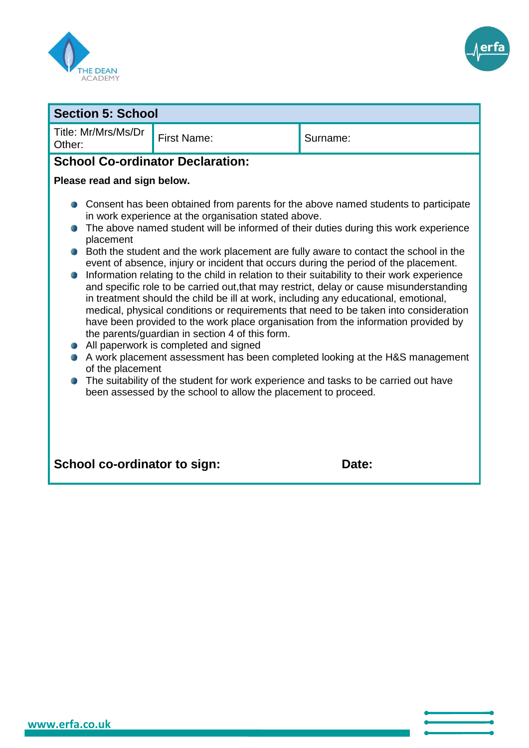## Section 5: School

| Title: Mr/Mrs/Ms/Dr Other: | First Name: | Surname: |
|---|---|---|

### School Co-ordinator Declaration:

**Please read and sign below.**

- Consent has been obtained from parents for the above named students to participate in work experience at the organisation stated above.
- The above named student will be informed of their duties during this work experience placement
- Both the student and the work placement are fully aware to contact the school in the event of absence, injury or incident that occurs during the period of the placement.
- Information relating to the child in relation to their suitability to their work experience and specific role to be carried out,that may restrict, delay or cause misunderstanding in treatment should the child be ill at work, including any educational, emotional, medical, physical conditions or requirements that need to be taken into consideration have been provided to the work place organisation from the information provided by the parents/guardian in section 4 of this form.
- All paperwork is completed and signed
- A work placement assessment has been completed looking at the H&S management of the placement
- The suitability of the student for work experience and tasks to be carried out have been assessed by the school to allow the placement to proceed.

**School co-ordinator to sign:** **Date:**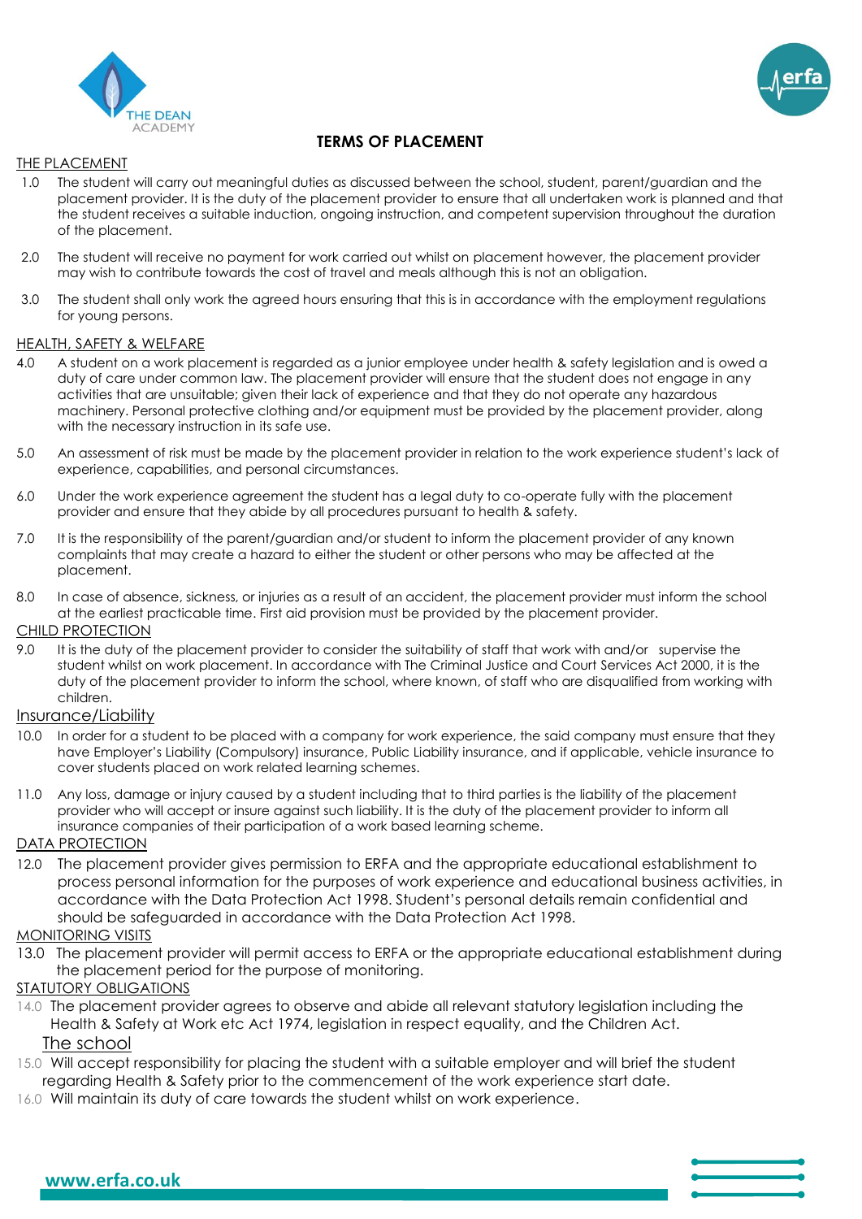# TERMS OF PLACEMENT

## THE PLACEMENT

1.0 The student will carry out meaningful duties as discussed between the school, student, parent/guardian and the placement provider. It is the duty of the placement provider to ensure that all undertaken work is planned and that the student receives a suitable induction, ongoing instruction, and competent supervision throughout the duration of the placement.

2.0 The student will receive no payment for work carried out whilst on placement however, the placement provider may wish to contribute towards the cost of travel and meals although this is not an obligation.

3.0 The student shall only work the agreed hours ensuring that this is in accordance with the employment regulations for young persons.

## HEALTH, SAFETY & WELFARE

4.0 A student on a work placement is regarded as a junior employee under health & safety legislation and is owed a duty of care under common law. The placement provider will ensure that the student does not engage in any activities that are unsuitable; given their lack of experience and that they do not operate any hazardous machinery. Personal protective clothing and/or equipment must be provided by the placement provider, along with the necessary instruction in its safe use.

5.0 An assessment of risk must be made by the placement provider in relation to the work experience student's lack of experience, capabilities, and personal circumstances.

6.0 Under the work experience agreement the student has a legal duty to co-operate fully with the placement provider and ensure that they abide by all procedures pursuant to health & safety.

7.0 It is the responsibility of the parent/guardian and/or student to inform the placement provider of any known complaints that may create a hazard to either the student or other persons who may be affected at the placement.

8.0 In case of absence, sickness, or injuries as a result of an accident, the placement provider must inform the school at the earliest practicable time. First aid provision must be provided by the placement provider.

## CHILD PROTECTION

9.0 It is the duty of the placement provider to consider the suitability of staff that work with and/or supervise the student whilst on work placement. In accordance with The Criminal Justice and Court Services Act 2000, it is the duty of the placement provider to inform the school, where known, of staff who are disqualified from working with children.

## Insurance/Liability

10.0 In order for a student to be placed with a company for work experience, the said company must ensure that they have Employer's Liability (Compulsory) insurance, Public Liability insurance, and if applicable, vehicle insurance to cover students placed on work related learning schemes.

11.0 Any loss, damage or injury caused by a student including that to third parties is the liability of the placement provider who will accept or insure against such liability. It is the duty of the placement provider to inform all insurance companies of their participation of a work based learning scheme.

## DATA PROTECTION

12.0 The placement provider gives permission to ERFA and the appropriate educational establishment to process personal information for the purposes of work experience and educational business activities, in accordance with the Data Protection Act 1998. Student's personal details remain confidential and should be safeguarded in accordance with the Data Protection Act 1998.

## MONITORING VISITS

13.0 The placement provider will permit access to ERFA or the appropriate educational establishment during the placement period for the purpose of monitoring.

## STATUTORY OBLIGATIONS

14.0 The placement provider agrees to observe and abide all relevant statutory legislation including the Health & Safety at Work etc Act 1974, legislation in respect equality, and the Children Act.

## The school

15.0 Will accept responsibility for placing the student with a suitable employer and will brief the student regarding Health & Safety prior to the commencement of the work experience start date.

16.0 Will maintain its duty of care towards the student whilst on work experience.

www.erfa.co.uk